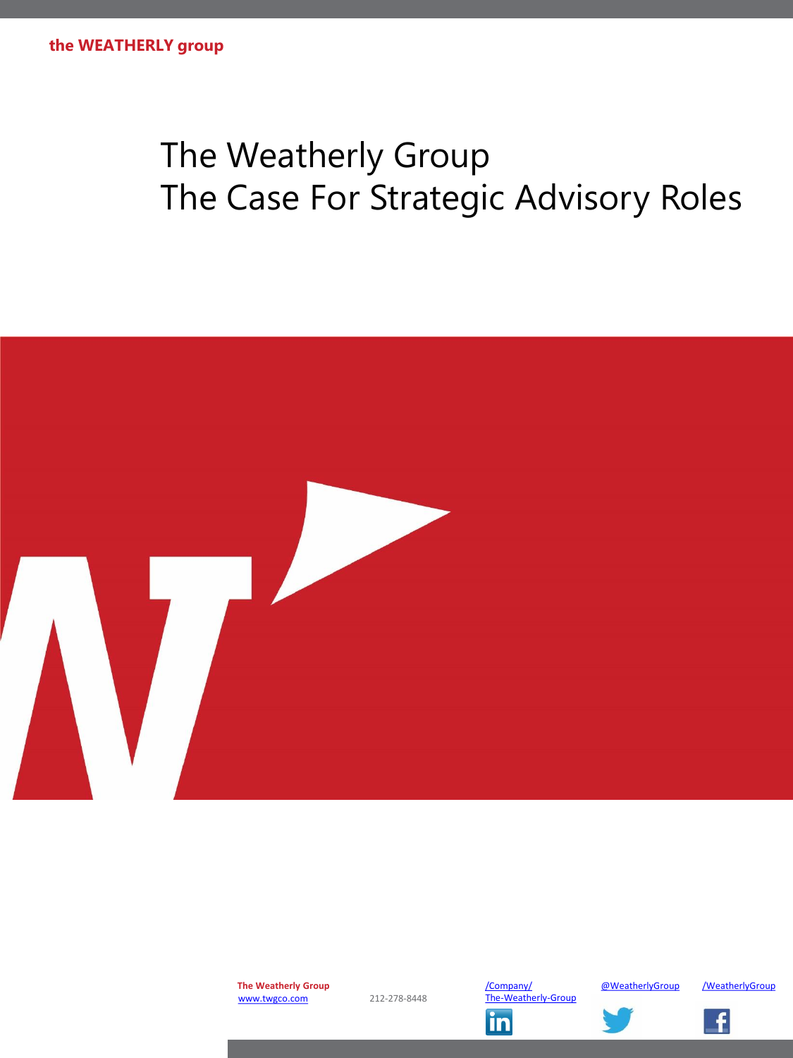the WEATHERLY group

# The Weatherly Group
# The Case For Strategic Advisory Roles

**The Weatherly Group**
www.twgco.com

212-278-8448

/Company/
The-Weatherly-Group

@WeatherlyGroup

/WeatherlyGroup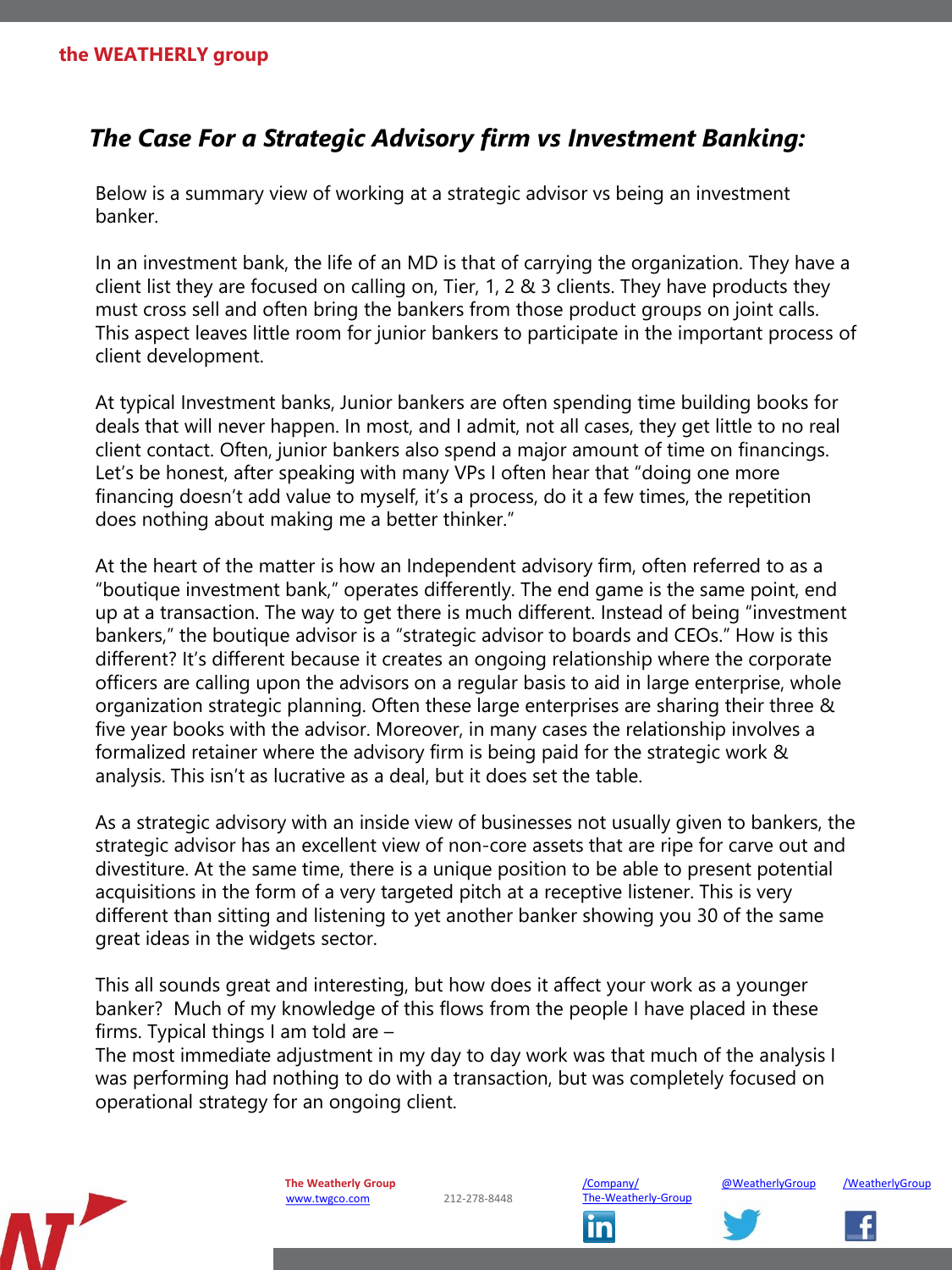## *The Case For a Strategic Advisory firm vs Investment Banking:*

Below is a summary view of working at a strategic advisor vs being an investment banker.

In an investment bank, the life of an MD is that of carrying the organization. They have a client list they are focused on calling on, Tier, 1, 2 & 3 clients. They have products they must cross sell and often bring the bankers from those product groups on joint calls. This aspect leaves little room for junior bankers to participate in the important process of client development.

At typical Investment banks, Junior bankers are often spending time building books for deals that will never happen. In most, and I admit, not all cases, they get little to no real client contact. Often, junior bankers also spend a major amount of time on financings. Let's be honest, after speaking with many VPs I often hear that "doing one more financing doesn't add value to myself, it's a process, do it a few times, the repetition does nothing about making me a better thinker."

At the heart of the matter is how an Independent advisory firm, often referred to as a "boutique investment bank," operates differently. The end game is the same point, end up at a transaction. The way to get there is much different. Instead of being "investment bankers," the boutique advisor is a "strategic advisor to boards and CEOs." How is this different? It's different because it creates an ongoing relationship where the corporate officers are calling upon the advisors on a regular basis to aid in large enterprise, whole organization strategic planning. Often these large enterprises are sharing their three & five year books with the advisor. Moreover, in many cases the relationship involves a formalized retainer where the advisory firm is being paid for the strategic work & analysis. This isn't as lucrative as a deal, but it does set the table.

As a strategic advisory with an inside view of businesses not usually given to bankers, the strategic advisor has an excellent view of non-core assets that are ripe for carve out and divestiture. At the same time, there is a unique position to be able to present potential acquisitions in the form of a very targeted pitch at a receptive listener. This is very different than sitting and listening to yet another banker showing you 30 of the same great ideas in the widgets sector.

This all sounds great and interesting, but how does it affect your work as a younger banker? Much of my knowledge of this flows from the people I have placed in these firms. Typical things I am told are –
The most immediate adjustment in my day to day work was that much of the analysis I was performing had nothing to do with a transaction, but was completely focused on operational strategy for an ongoing client.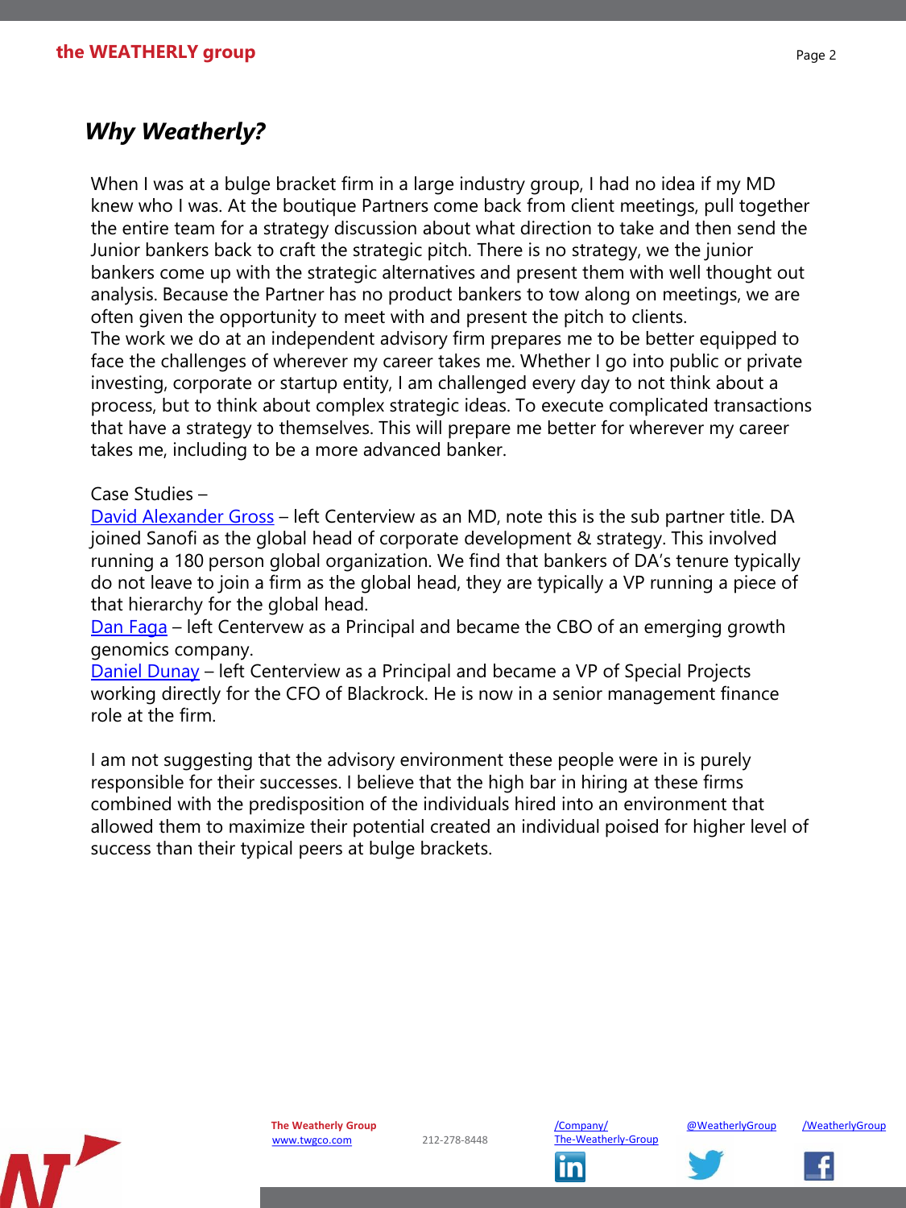## *Why Weatherly?*

When I was at a bulge bracket firm in a large industry group, I had no idea if my MD knew who I was. At the boutique Partners come back from client meetings, pull together the entire team for a strategy discussion about what direction to take and then send the Junior bankers back to craft the strategic pitch. There is no strategy, we the junior bankers come up with the strategic alternatives and present them with well thought out analysis. Because the Partner has no product bankers to tow along on meetings, we are often given the opportunity to meet with and present the pitch to clients.
The work we do at an independent advisory firm prepares me to be better equipped to face the challenges of wherever my career takes me. Whether I go into public or private investing, corporate or startup entity, I am challenged every day to not think about a process, but to think about complex strategic ideas. To execute complicated transactions that have a strategy to themselves. This will prepare me better for wherever my career takes me, including to be a more advanced banker.

Case Studies –
David Alexander Gross – left Centerview as an MD, note this is the sub partner title. DA joined Sanofi as the global head of corporate development & strategy. This involved running a 180 person global organization. We find that bankers of DA's tenure typically do not leave to join a firm as the global head, they are typically a VP running a piece of that hierarchy for the global head.
Dan Faga – left Centervew as a Principal and became the CBO of an emerging growth genomics company.
Daniel Dunay – left Centerview as a Principal and became a VP of Special Projects working directly for the CFO of Blackrock. He is now in a senior management finance role at the firm.

I am not suggesting that the advisory environment these people were in is purely responsible for their successes. I believe that the high bar in hiring at these firms combined with the predisposition of the individuals hired into an environment that allowed them to maximize their potential created an individual poised for higher level of success than their typical peers at bulge brackets.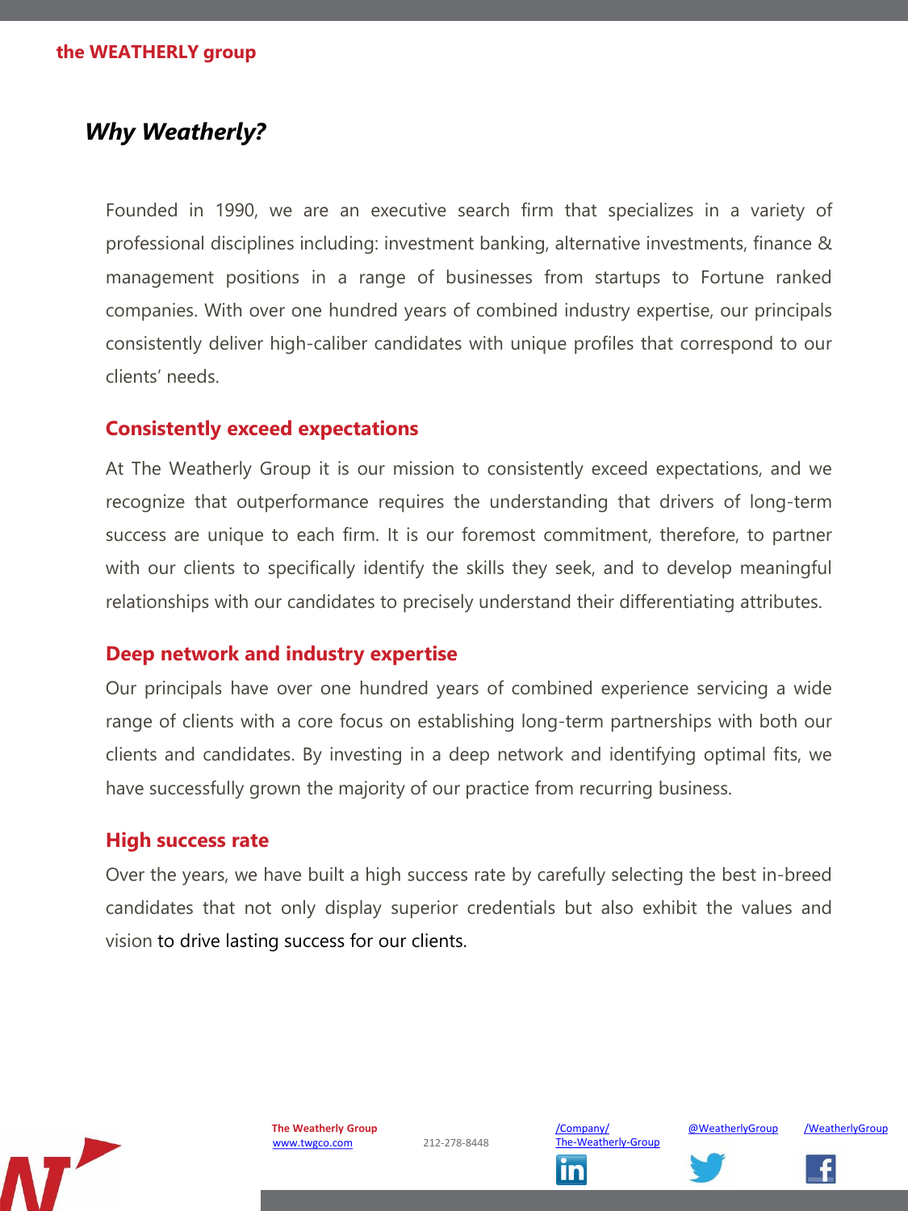## *Why Weatherly?*

Founded in 1990, we are an executive search firm that specializes in a variety of professional disciplines including: investment banking, alternative investments, finance & management positions in a range of businesses from startups to Fortune ranked companies. With over one hundred years of combined industry expertise, our principals consistently deliver high-caliber candidates with unique profiles that correspond to our clients' needs.

### Consistently exceed expectations

At The Weatherly Group it is our mission to consistently exceed expectations, and we recognize that outperformance requires the understanding that drivers of long-term success are unique to each firm. It is our foremost commitment, therefore, to partner with our clients to specifically identify the skills they seek, and to develop meaningful relationships with our candidates to precisely understand their differentiating attributes.

### Deep network and industry expertise

Our principals have over one hundred years of combined experience servicing a wide range of clients with a core focus on establishing long-term partnerships with both our clients and candidates. By investing in a deep network and identifying optimal fits, we have successfully grown the majority of our practice from recurring business.

### High success rate

Over the years, we have built a high success rate by carefully selecting the best in-breed candidates that not only display superior credentials but also exhibit the values and vision to drive lasting success for our clients.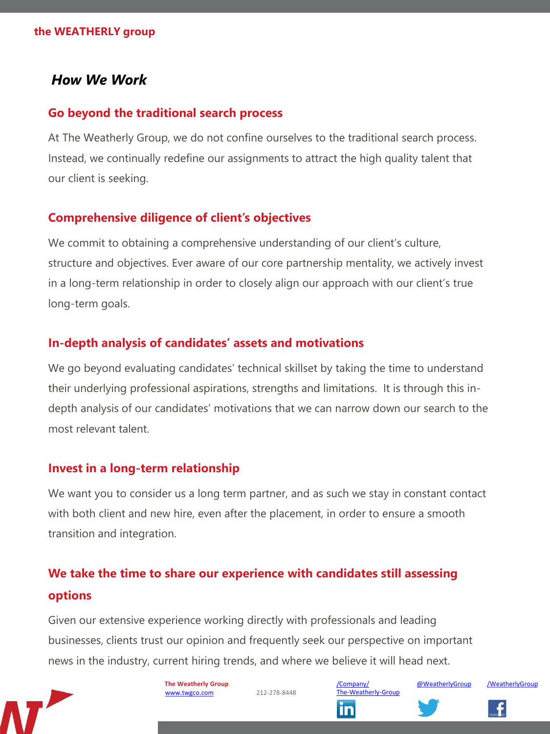## *How We Work*

### Go beyond the traditional search process

At The Weatherly Group, we do not confine ourselves to the traditional search process. Instead, we continually redefine our assignments to attract the high quality talent that our client is seeking.

### Comprehensive diligence of client's objectives

We commit to obtaining a comprehensive understanding of our client's culture, structure and objectives. Ever aware of our core partnership mentality, we actively invest in a long-term relationship in order to closely align our approach with our client's true long-term goals.

### In-depth analysis of candidates' assets and motivations

We go beyond evaluating candidates' technical skillset by taking the time to understand their underlying professional aspirations, strengths and limitations. It is through this in-depth analysis of our candidates' motivations that we can narrow down our search to the most relevant talent.

### Invest in a long-term relationship

We want you to consider us a long term partner, and as such we stay in constant contact with both client and new hire, even after the placement, in order to ensure a smooth transition and integration.

### We take the time to share our experience with candidates still assessing options

Given our extensive experience working directly with professionals and leading businesses, clients trust our opinion and frequently seek our perspective on important news in the industry, current hiring trends, and where we believe it will head next.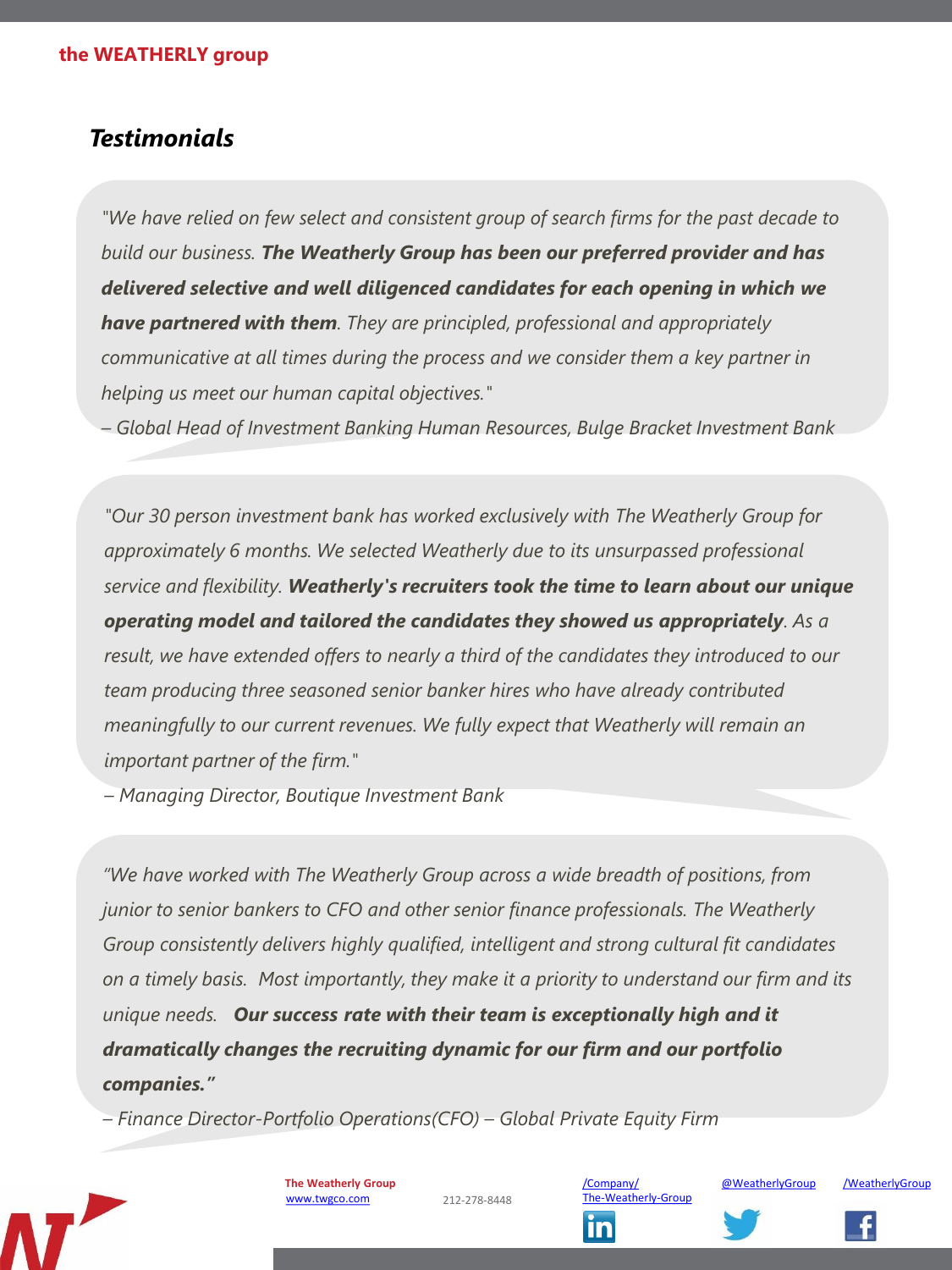## *Testimonials*

*"We have relied on few select and consistent group of search firms for the past decade to build our business.* ***The Weatherly Group has been our preferred provider and has delivered selective and well diligenced candidates for each opening in which we have partnered with them****. They are principled, professional and appropriately communicative at all times during the process and we consider them a key partner in helping us meet our human capital objectives."*

*– Global Head of Investment Banking Human Resources, Bulge Bracket Investment Bank*

*"Our 30 person investment bank has worked exclusively with The Weatherly Group for approximately 6 months. We selected Weatherly due to its unsurpassed professional service and flexibility.* ***Weatherly's recruiters took the time to learn about our unique operating model and tailored the candidates they showed us appropriately****. As a result, we have extended offers to nearly a third of the candidates they introduced to our team producing three seasoned senior banker hires who have already contributed meaningfully to our current revenues. We fully expect that Weatherly will remain an important partner of the firm."*

*– Managing Director, Boutique Investment Bank*

*"We have worked with The Weatherly Group across a wide breadth of positions, from junior to senior bankers to CFO and other senior finance professionals. The Weatherly Group consistently delivers highly qualified, intelligent and strong cultural fit candidates on a timely basis. Most importantly, they make it a priority to understand our firm and its unique needs.* ***Our success rate with their team is exceptionally high and it dramatically changes the recruiting dynamic for our firm and our portfolio companies."***

*– Finance Director-Portfolio Operations(CFO) – Global Private Equity Firm*

**The Weatherly Group**
www.twgco.com
212-278-8448
/Company/The-Weatherly-Group
@WeatherlyGroup
/WeatherlyGroup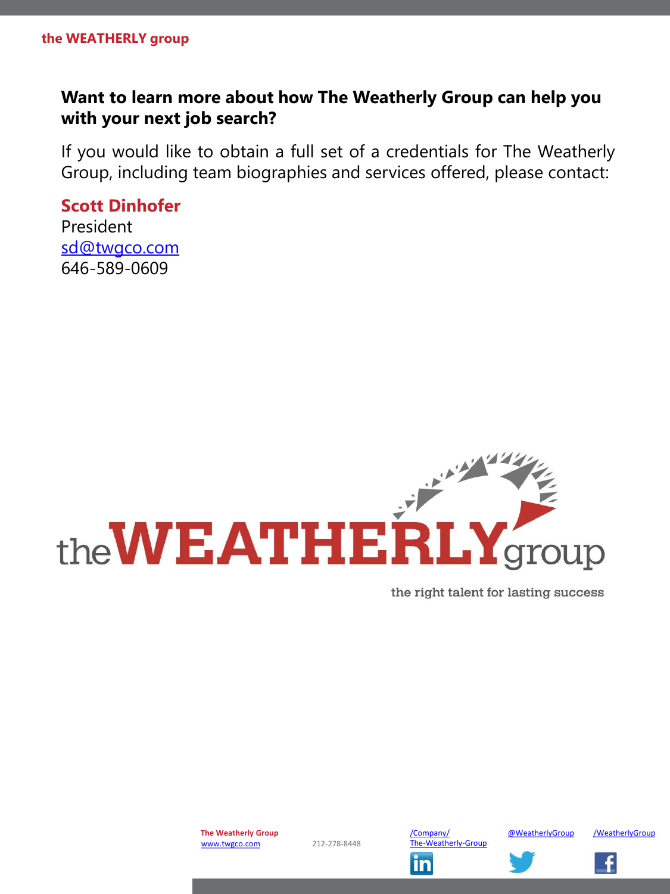**Want to learn more about how The Weatherly Group can help you with your next job search?**

If you would like to obtain a full set of a credentials for The Weatherly Group, including team biographies and services offered, please contact:

**Scott Dinhofer**
President
sd@twgco.com
646-589-0609

theWEATHERLYgroup

the right talent for lasting success

**The Weatherly Group**
www.twgco.com

212-278-8448

/Company/
The-Weatherly-Group

@WeatherlyGroup

/WeatherlyGroup